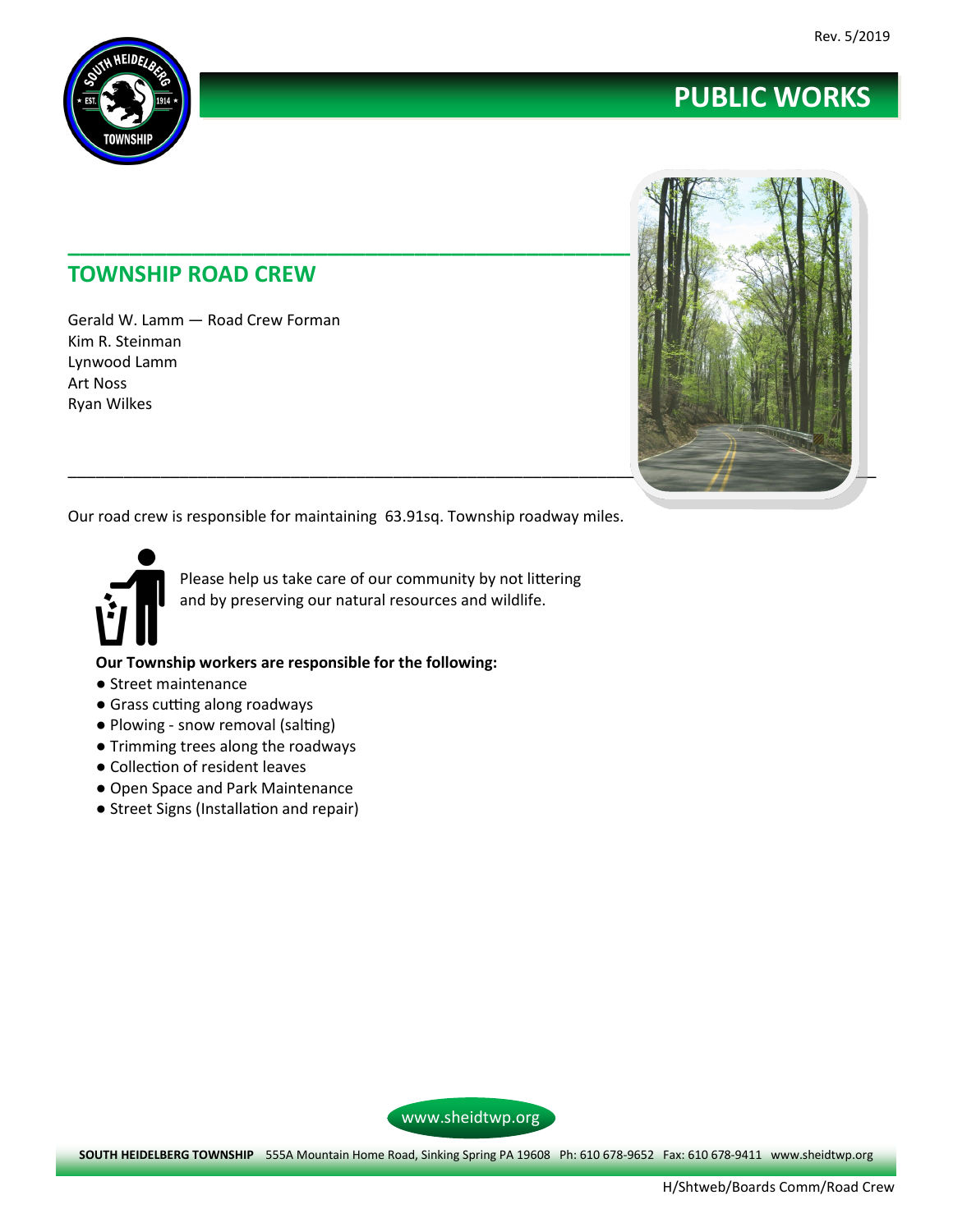# PUBLIC WORKS

## TOWNSHIP ROAD CREW

Gerald W. Lamm — Road Crew Forman
Kim R. Steinman
Lynwood Lamm
Art Noss
Ryan Wilkes

Our road crew is responsible for maintaining 63.91sq. Township roadway miles.

Please help us take care of our community by not littering and by preserving our natural resources and wildlife.

**Our Township workers are responsible for the following:**

- Street maintenance
- Grass cutting along roadways
- Plowing - snow removal (salting)
- Trimming trees along the roadways
- Collection of resident leaves
- Open Space and Park Maintenance
- Street Signs (Installation and repair)

www.sheidtwp.org

**SOUTH HEIDELBERG TOWNSHIP** 555A Mountain Home Road, Sinking Spring PA 19608 Ph: 610 678-9652 Fax: 610 678-9411 www.sheidtwp.org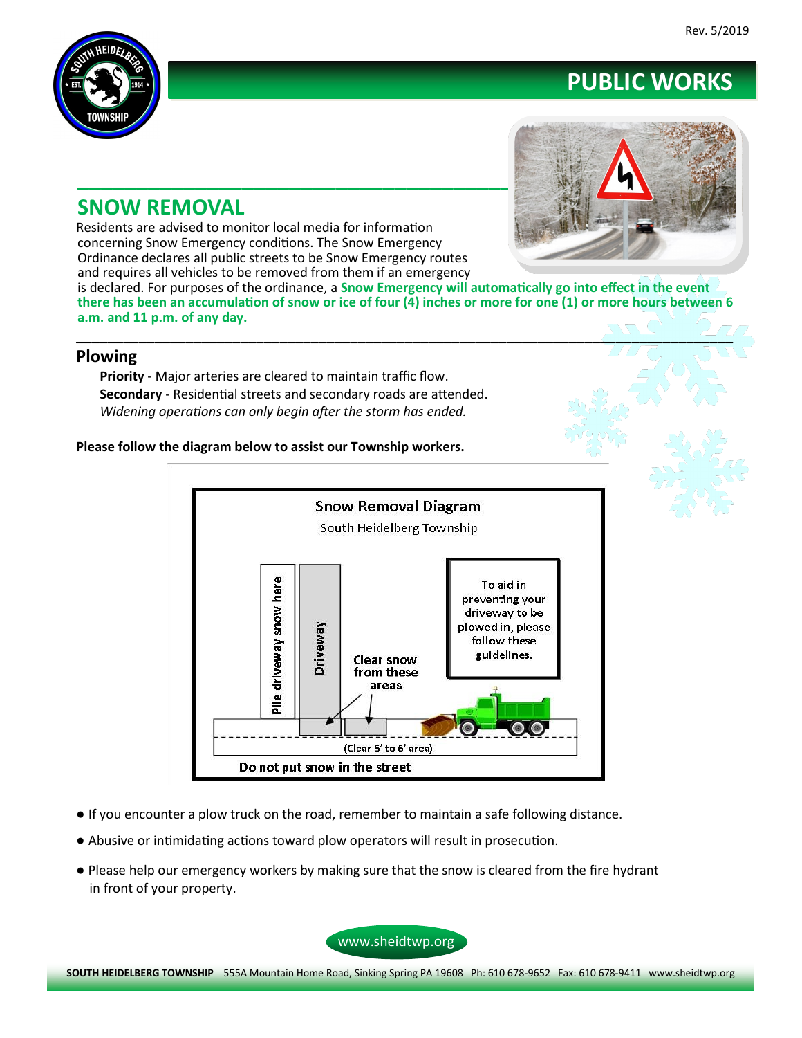# PUBLIC WORKS

## SNOW REMOVAL

Residents are advised to monitor local media for information concerning Snow Emergency conditions. The Snow Emergency Ordinance declares all public streets to be Snow Emergency routes and requires all vehicles to be removed from them if an emergency is declared. For purposes of the ordinance, a **Snow Emergency will automatically go into effect in the event there has been an accumulation of snow or ice of four (4) inches or more for one (1) or more hours between 6 a.m. and 11 p.m. of any day.**

### Plowing

**Priority** - Major arteries are cleared to maintain traffic flow.

**Secondary** - Residential streets and secondary roads are attended.

*Widening operations can only begin after the storm has ended.*

**Please follow the diagram below to assist our Township workers.**

Snow Removal Diagram

South Heidelberg Township

Pile driveway snow here

Driveway

Clear snow from these areas

To aid in preventing your driveway to be plowed in, please follow these guidelines.

(Clear 5' to 6' area)

Do not put snow in the street

- If you encounter a plow truck on the road, remember to maintain a safe following distance.
- Abusive or intimidating actions toward plow operators will result in prosecution.
- Please help our emergency workers by making sure that the snow is cleared from the fire hydrant in front of your property.

www.sheidtwp.org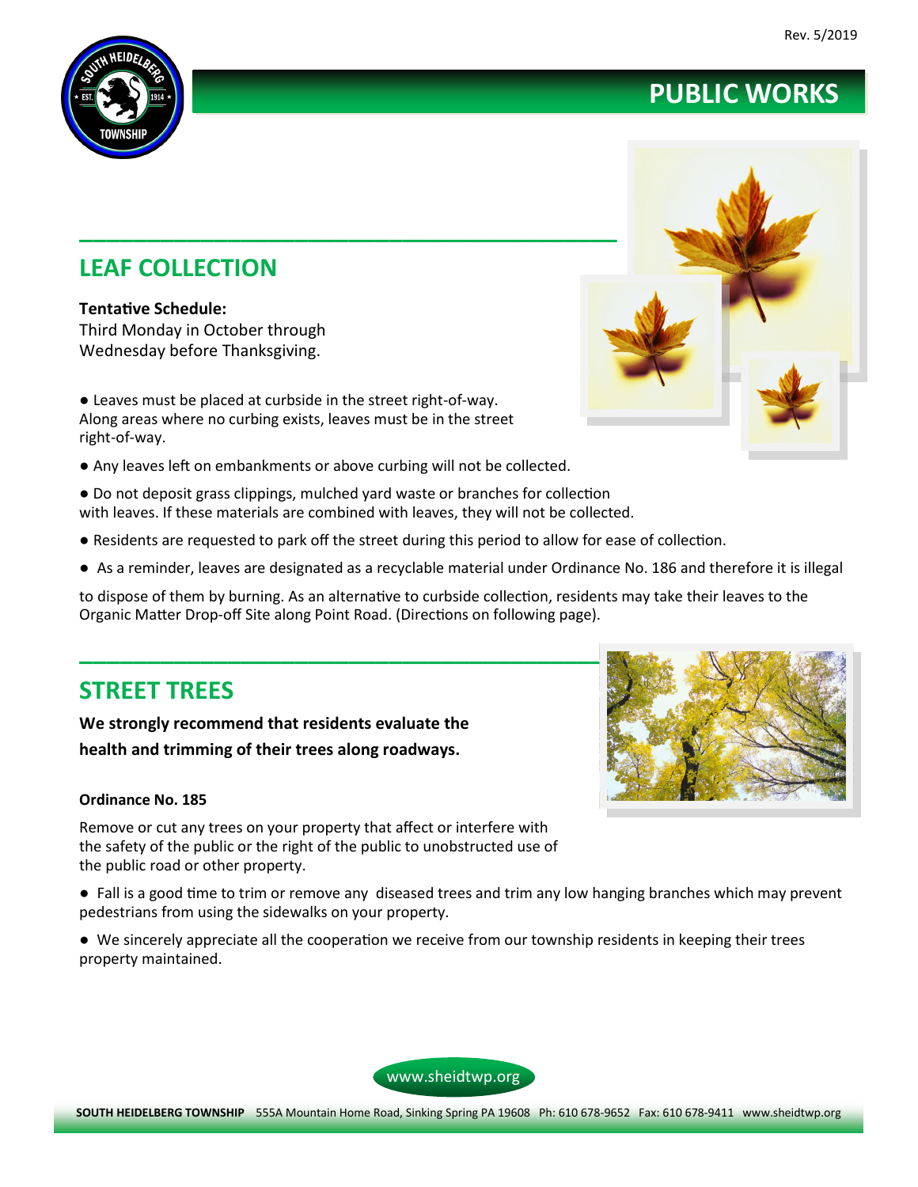Rev. 5/2019

# PUBLIC WORKS

## LEAF COLLECTION

**Tentative Schedule:**
Third Monday in October through Wednesday before Thanksgiving.

● Leaves must be placed at curbside in the street right-of-way. Along areas where no curbing exists, leaves must be in the street right-of-way.

● Any leaves left on embankments or above curbing will not be collected.

● Do not deposit grass clippings, mulched yard waste or branches for collection with leaves. If these materials are combined with leaves, they will not be collected.

● Residents are requested to park off the street during this period to allow for ease of collection.

● As a reminder, leaves are designated as a recyclable material under Ordinance No. 186 and therefore it is illegal to dispose of them by burning. As an alternative to curbside collection, residents may take their leaves to the Organic Matter Drop-off Site along Point Road. (Directions on following page).

## STREET TREES

**We strongly recommend that residents evaluate the health and trimming of their trees along roadways.**

**Ordinance No. 185**

Remove or cut any trees on your property that affect or interfere with the safety of the public or the right of the public to unobstructed use of the public road or other property.

● Fall is a good time to trim or remove any diseased trees and trim any low hanging branches which may prevent pedestrians from using the sidewalks on your property.

● We sincerely appreciate all the cooperation we receive from our township residents in keeping their trees property maintained.

www.sheidtwp.org

**SOUTH HEIDELBERG TOWNSHIP** 555A Mountain Home Road, Sinking Spring PA 19608 Ph: 610 678-9652 Fax: 610 678-9411 www.sheidtwp.org